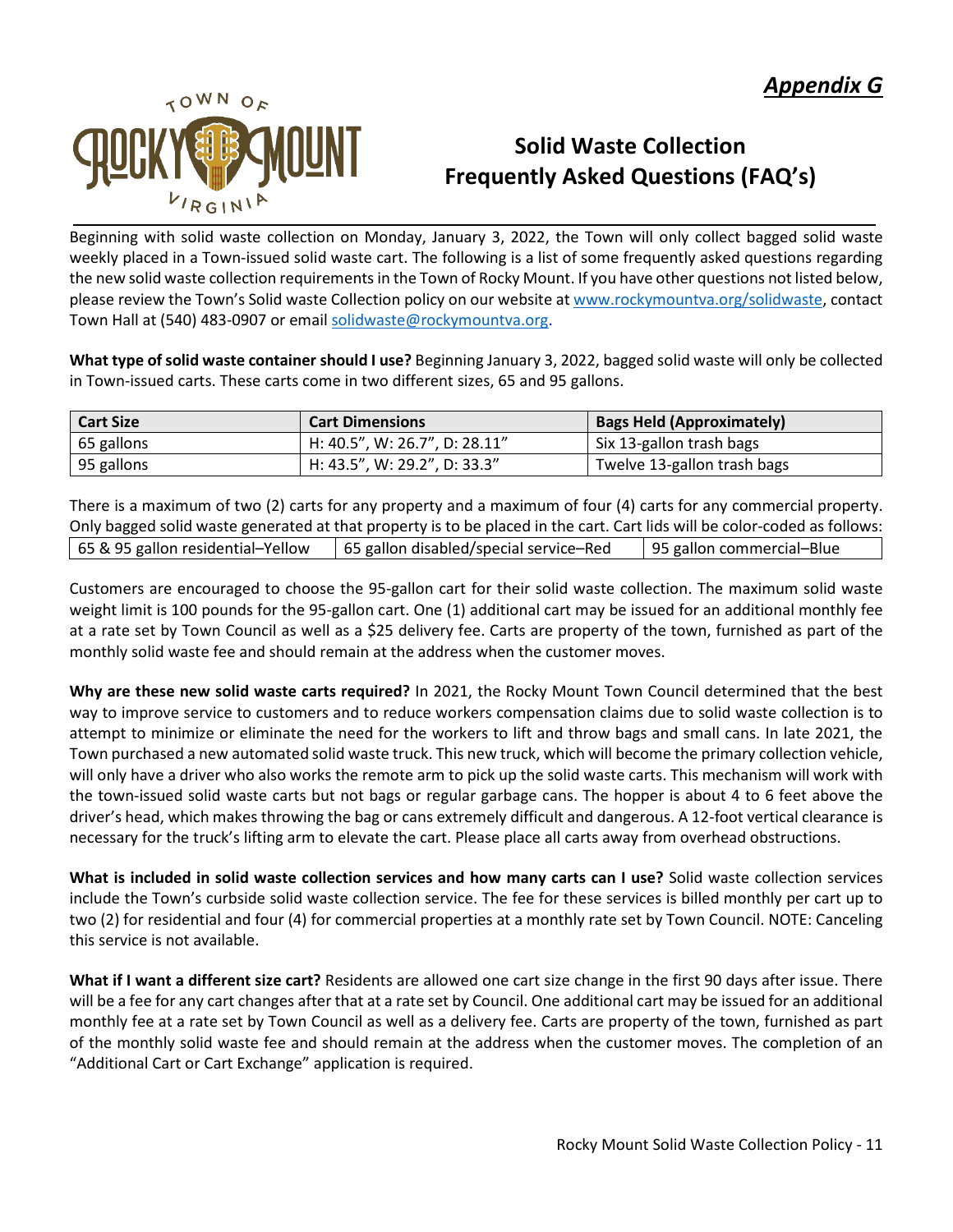***Appendix G***

# Solid Waste Collection Frequently Asked Questions (FAQ's)

Beginning with solid waste collection on Monday, January 3, 2022, the Town will only collect bagged solid waste weekly placed in a Town-issued solid waste cart. The following is a list of some frequently asked questions regarding the new solid waste collection requirements in the Town of Rocky Mount. If you have other questions not listed below, please review the Town's Solid waste Collection policy on our website at www.rockymountva.org/solidwaste, contact Town Hall at (540) 483-0907 or email solidwaste@rockymountva.org.

**What type of solid waste container should I use?** Beginning January 3, 2022, bagged solid waste will only be collected in Town-issued carts. These carts come in two different sizes, 65 and 95 gallons.

| Cart Size | Cart Dimensions | Bags Held (Approximately) |
|---|---|---|
| 65 gallons | H: 40.5", W: 26.7", D: 28.11" | Six 13-gallon trash bags |
| 95 gallons | H: 43.5", W: 29.2", D: 33.3" | Twelve 13-gallon trash bags |

There is a maximum of two (2) carts for any property and a maximum of four (4) carts for any commercial property. Only bagged solid waste generated at that property is to be placed in the cart. Cart lids will be color-coded as follows:

| 65 & 95 gallon residential–Yellow | 65 gallon disabled/special service–Red | 95 gallon commercial–Blue |
|---|---|---|

Customers are encouraged to choose the 95-gallon cart for their solid waste collection. The maximum solid waste weight limit is 100 pounds for the 95-gallon cart. One (1) additional cart may be issued for an additional monthly fee at a rate set by Town Council as well as a $25 delivery fee. Carts are property of the town, furnished as part of the monthly solid waste fee and should remain at the address when the customer moves.

**Why are these new solid waste carts required?** In 2021, the Rocky Mount Town Council determined that the best way to improve service to customers and to reduce workers compensation claims due to solid waste collection is to attempt to minimize or eliminate the need for the workers to lift and throw bags and small cans. In late 2021, the Town purchased a new automated solid waste truck. This new truck, which will become the primary collection vehicle, will only have a driver who also works the remote arm to pick up the solid waste carts. This mechanism will work with the town-issued solid waste carts but not bags or regular garbage cans. The hopper is about 4 to 6 feet above the driver's head, which makes throwing the bag or cans extremely difficult and dangerous. A 12-foot vertical clearance is necessary for the truck's lifting arm to elevate the cart. Please place all carts away from overhead obstructions.

**What is included in solid waste collection services and how many carts can I use?** Solid waste collection services include the Town's curbside solid waste collection service. The fee for these services is billed monthly per cart up to two (2) for residential and four (4) for commercial properties at a monthly rate set by Town Council. NOTE: Canceling this service is not available.

**What if I want a different size cart?** Residents are allowed one cart size change in the first 90 days after issue. There will be a fee for any cart changes after that at a rate set by Council. One additional cart may be issued for an additional monthly fee at a rate set by Town Council as well as a delivery fee. Carts are property of the town, furnished as part of the monthly solid waste fee and should remain at the address when the customer moves. The completion of an "Additional Cart or Cart Exchange" application is required.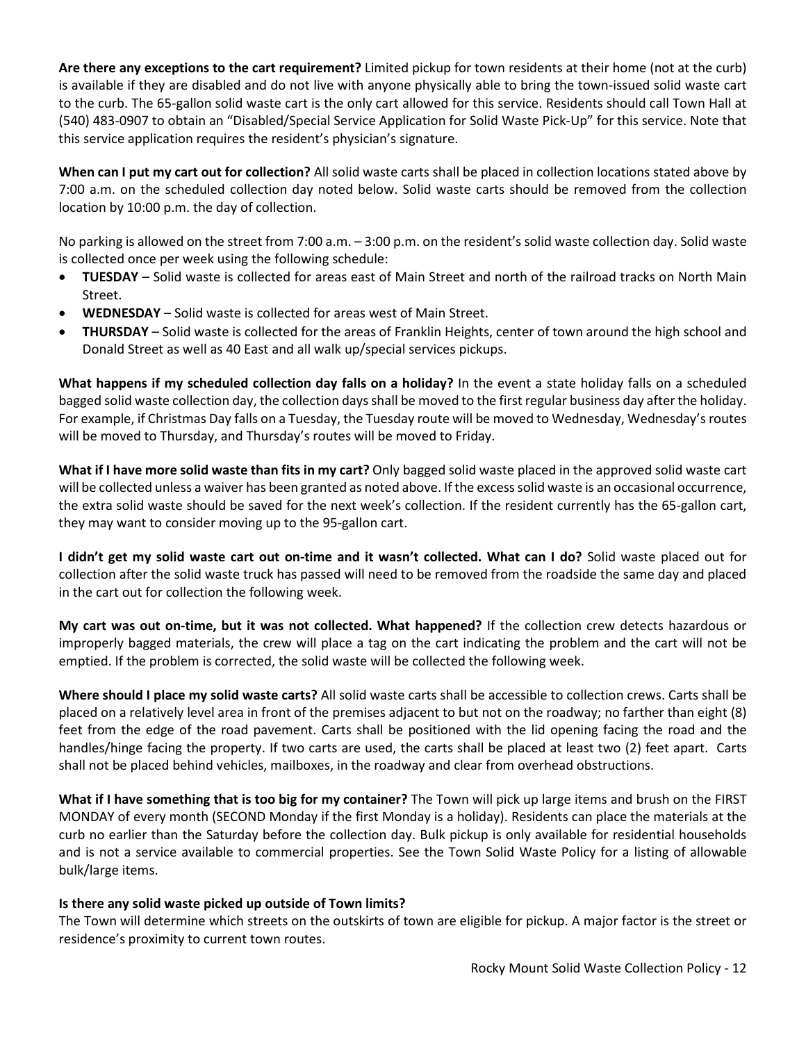**Are there any exceptions to the cart requirement?** Limited pickup for town residents at their home (not at the curb) is available if they are disabled and do not live with anyone physically able to bring the town-issued solid waste cart to the curb. The 65-gallon solid waste cart is the only cart allowed for this service. Residents should call Town Hall at (540) 483-0907 to obtain an "Disabled/Special Service Application for Solid Waste Pick-Up" for this service. Note that this service application requires the resident's physician's signature.

**When can I put my cart out for collection?** All solid waste carts shall be placed in collection locations stated above by 7:00 a.m. on the scheduled collection day noted below. Solid waste carts should be removed from the collection location by 10:00 p.m. the day of collection.

No parking is allowed on the street from 7:00 a.m. – 3:00 p.m. on the resident's solid waste collection day. Solid waste is collected once per week using the following schedule:

- **TUESDAY** – Solid waste is collected for areas east of Main Street and north of the railroad tracks on North Main Street.
- **WEDNESDAY** – Solid waste is collected for areas west of Main Street.
- **THURSDAY** – Solid waste is collected for the areas of Franklin Heights, center of town around the high school and Donald Street as well as 40 East and all walk up/special services pickups.

**What happens if my scheduled collection day falls on a holiday?** In the event a state holiday falls on a scheduled bagged solid waste collection day, the collection days shall be moved to the first regular business day after the holiday. For example, if Christmas Day falls on a Tuesday, the Tuesday route will be moved to Wednesday, Wednesday's routes will be moved to Thursday, and Thursday's routes will be moved to Friday.

**What if I have more solid waste than fits in my cart?** Only bagged solid waste placed in the approved solid waste cart will be collected unless a waiver has been granted as noted above. If the excess solid waste is an occasional occurrence, the extra solid waste should be saved for the next week's collection. If the resident currently has the 65-gallon cart, they may want to consider moving up to the 95-gallon cart.

**I didn't get my solid waste cart out on-time and it wasn't collected. What can I do?** Solid waste placed out for collection after the solid waste truck has passed will need to be removed from the roadside the same day and placed in the cart out for collection the following week.

**My cart was out on-time, but it was not collected. What happened?** If the collection crew detects hazardous or improperly bagged materials, the crew will place a tag on the cart indicating the problem and the cart will not be emptied. If the problem is corrected, the solid waste will be collected the following week.

**Where should I place my solid waste carts?** All solid waste carts shall be accessible to collection crews. Carts shall be placed on a relatively level area in front of the premises adjacent to but not on the roadway; no farther than eight (8) feet from the edge of the road pavement. Carts shall be positioned with the lid opening facing the road and the handles/hinge facing the property. If two carts are used, the carts shall be placed at least two (2) feet apart. Carts shall not be placed behind vehicles, mailboxes, in the roadway and clear from overhead obstructions.

**What if I have something that is too big for my container?** The Town will pick up large items and brush on the FIRST MONDAY of every month (SECOND Monday if the first Monday is a holiday). Residents can place the materials at the curb no earlier than the Saturday before the collection day. Bulk pickup is only available for residential households and is not a service available to commercial properties. See the Town Solid Waste Policy for a listing of allowable bulk/large items.

**Is there any solid waste picked up outside of Town limits?**

The Town will determine which streets on the outskirts of town are eligible for pickup. A major factor is the street or residence's proximity to current town routes.